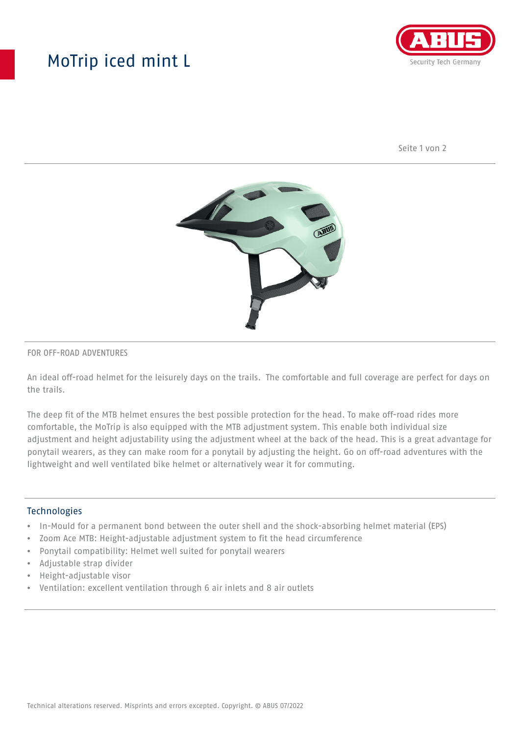# MoTrip iced mint L

FOR OFF-ROAD ADVENTURES

An ideal off-road helmet for the leisurely days on the trails.  The comfortable and full coverage are perfect for days on the trails.

The deep fit of the MTB helmet ensures the best possible protection for the head. To make off-road rides more comfortable, the MoTrip is also equipped with the MTB adjustment system. This enable both individual size adjustment and height adjustability using the adjustment wheel at the back of the head. This is a great advantage for ponytail wearers, as they can make room for a ponytail by adjusting the height. Go on off-road adventures with the lightweight and well ventilated bike helmet or alternatively wear it for commuting.

## Technologies

- In-Mould for a permanent bond between the outer shell and the shock-absorbing helmet material (EPS)
- Zoom Ace MTB: Height-adjustable adjustment system to fit the head circumference
- Ponytail compatibility: Helmet well suited for ponytail wearers
- Adjustable strap divider
- Height-adjustable visor
- Ventilation: excellent ventilation through 6 air inlets and 8 air outlets

Technical alterations reserved. Misprints and errors excepted. Copyright. © ABUS 07/2022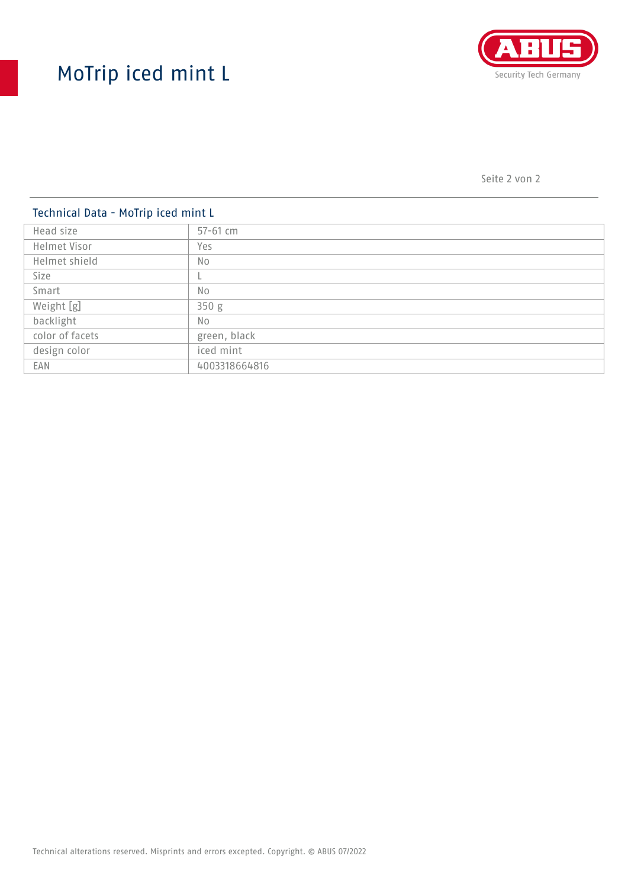# MoTrip iced mint L

## Technical Data - MoTrip iced mint L

| | |
|---|---|
| Head size | 57-61 cm |
| Helmet Visor | Yes |
| Helmet shield | No |
| Size | L |
| Smart | No |
| Weight [g] | 350 g |
| backlight | No |
| color of facets | green, black |
| design color | iced mint |
| EAN | 4003318664816 |

Technical alterations reserved. Misprints and errors excepted. Copyright. © ABUS 07/2022